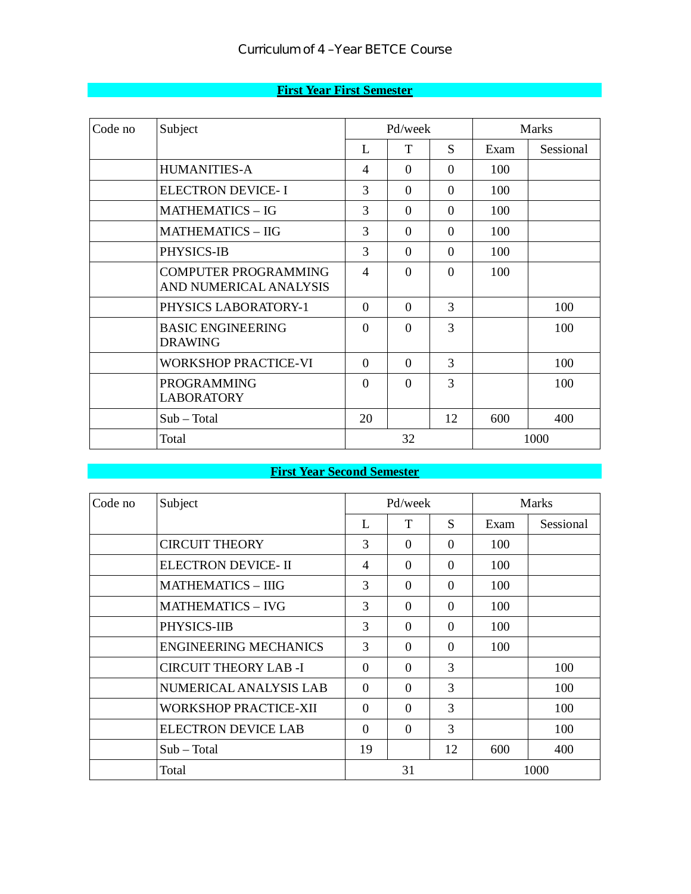# Curriculum of 4 –Year BETCE Course

## First Year First Semester

| Code no | Subject | Pd/week | | | Marks | |
|---|---|---|---|---|---|---|
| | | L | T | S | Exam | Sessional |
| | HUMANITIES-A | 4 | 0 | 0 | 100 | |
| | ELECTRON DEVICE- I | 3 | 0 | 0 | 100 | |
| | MATHEMATICS – IG | 3 | 0 | 0 | 100 | |
| | MATHEMATICS – IIG | 3 | 0 | 0 | 100 | |
| | PHYSICS-IB | 3 | 0 | 0 | 100 | |
| | COMPUTER PROGRAMMING AND NUMERICAL ANALYSIS | 4 | 0 | 0 | 100 | |
| | PHYSICS LABORATORY-1 | 0 | 0 | 3 | | 100 |
| | BASIC ENGINEERING DRAWING | 0 | 0 | 3 | | 100 |
| | WORKSHOP PRACTICE-VI | 0 | 0 | 3 | | 100 |
| | PROGRAMMING LABORATORY | 0 | 0 | 3 | | 100 |
| | Sub – Total | 20 | | 12 | 600 | 400 |
| | Total | 32 | | | 1000 | |

## First Year Second Semester

| Code no | Subject | Pd/week | | | Marks | |
|---|---|---|---|---|---|---|
| | | L | T | S | Exam | Sessional |
| | CIRCUIT THEORY | 3 | 0 | 0 | 100 | |
| | ELECTRON DEVICE- II | 4 | 0 | 0 | 100 | |
| | MATHEMATICS – IIIG | 3 | 0 | 0 | 100 | |
| | MATHEMATICS – IVG | 3 | 0 | 0 | 100 | |
| | PHYSICS-IIB | 3 | 0 | 0 | 100 | |
| | ENGINEERING MECHANICS | 3 | 0 | 0 | 100 | |
| | CIRCUIT THEORY LAB -I | 0 | 0 | 3 | | 100 |
| | NUMERICAL ANALYSIS LAB | 0 | 0 | 3 | | 100 |
| | WORKSHOP PRACTICE-XII | 0 | 0 | 3 | | 100 |
| | ELECTRON DEVICE LAB | 0 | 0 | 3 | | 100 |
| | Sub – Total | 19 | | 12 | 600 | 400 |
| | Total | 31 | | | 1000 | |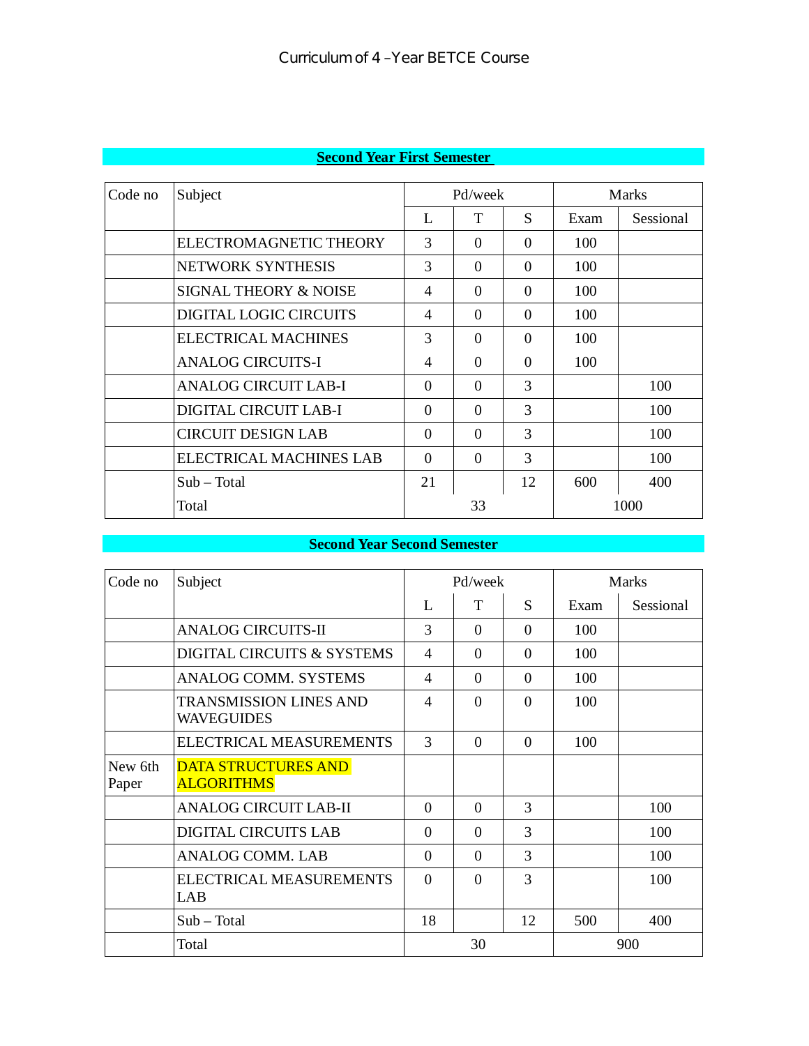# Curriculum of 4 –Year BETCE Course

## Second Year First Semester

| Code no | Subject | Pd/week | | | Marks | |
|---|---|---|---|---|---|---|
| | | L | T | S | Exam | Sessional |
| | ELECTROMAGNETIC THEORY | 3 | 0 | 0 | 100 | |
| | NETWORK SYNTHESIS | 3 | 0 | 0 | 100 | |
| | SIGNAL THEORY & NOISE | 4 | 0 | 0 | 100 | |
| | DIGITAL LOGIC CIRCUITS | 4 | 0 | 0 | 100 | |
| | ELECTRICAL MACHINES | 3 | 0 | 0 | 100 | |
| | ANALOG CIRCUITS-I | 4 | 0 | 0 | 100 | |
| | ANALOG CIRCUIT LAB-I | 0 | 0 | 3 | | 100 |
| | DIGITAL CIRCUIT LAB-I | 0 | 0 | 3 | | 100 |
| | CIRCUIT DESIGN LAB | 0 | 0 | 3 | | 100 |
| | ELECTRICAL MACHINES LAB | 0 | 0 | 3 | | 100 |
| | Sub – Total | 21 | | 12 | 600 | 400 |
| | Total | 33 | | | 1000 | |

## Second Year Second Semester

| Code no | Subject | Pd/week | | | Marks | |
|---|---|---|---|---|---|---|
| | | L | T | S | Exam | Sessional |
| | ANALOG CIRCUITS-II | 3 | 0 | 0 | 100 | |
| | DIGITAL CIRCUITS & SYSTEMS | 4 | 0 | 0 | 100 | |
| | ANALOG COMM. SYSTEMS | 4 | 0 | 0 | 100 | |
| | TRANSMISSION LINES AND WAVEGUIDES | 4 | 0 | 0 | 100 | |
| | ELECTRICAL MEASUREMENTS | 3 | 0 | 0 | 100 | |
| New 6th Paper | DATA STRUCTURES AND ALGORITHMS | | | | | |
| | ANALOG CIRCUIT LAB-II | 0 | 0 | 3 | | 100 |
| | DIGITAL CIRCUITS LAB | 0 | 0 | 3 | | 100 |
| | ANALOG COMM. LAB | 0 | 0 | 3 | | 100 |
| | ELECTRICAL MEASUREMENTS LAB | 0 | 0 | 3 | | 100 |
| | Sub – Total | 18 | | 12 | 500 | 400 |
| | Total | 30 | | | 900 | |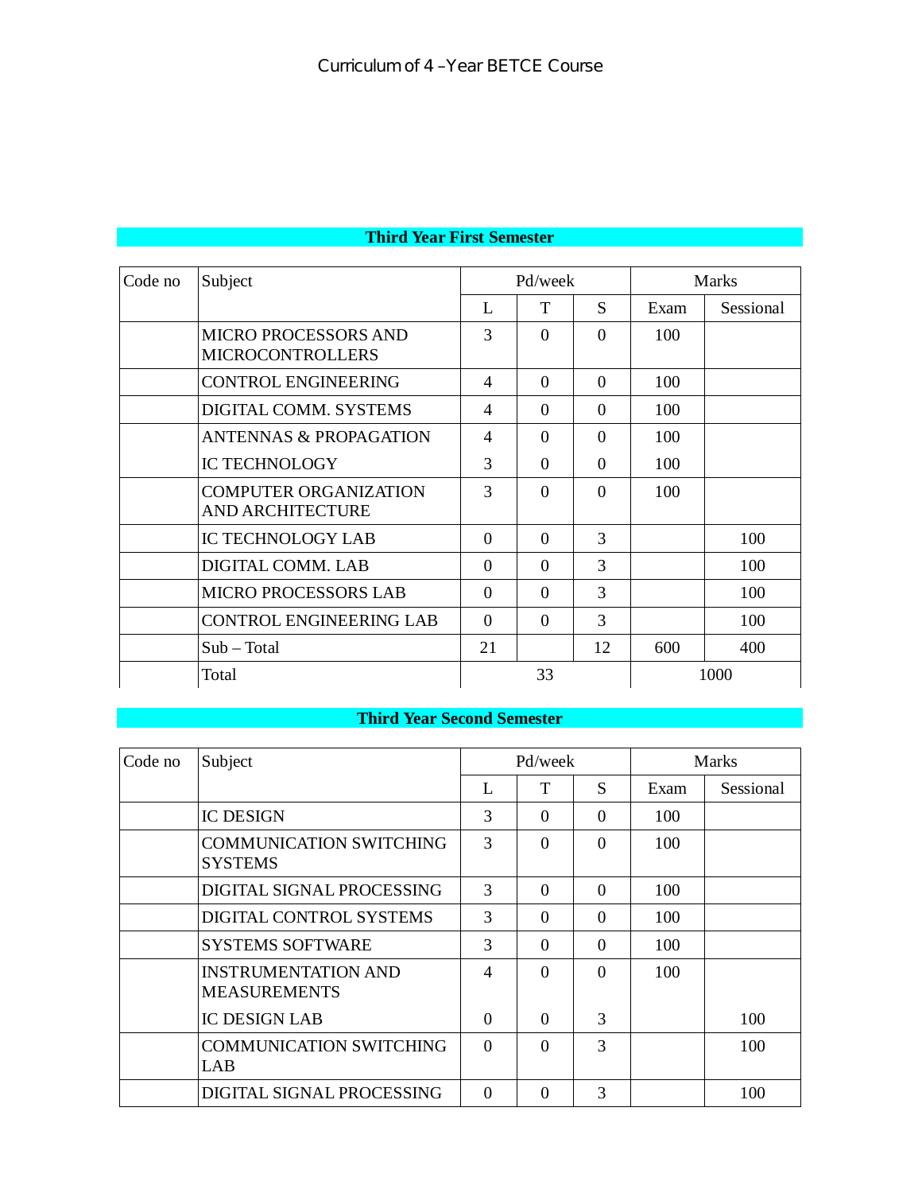# Curriculum of 4 –Year BETCE Course

## Third Year First Semester

| Code no | Subject | Pd/week | | | Marks | |
|---|---|---|---|---|---|---|
| | | L | T | S | Exam | Sessional |
| | MICRO PROCESSORS AND MICROCONTROLLERS | 3 | 0 | 0 | 100 | |
| | CONTROL ENGINEERING | 4 | 0 | 0 | 100 | |
| | DIGITAL COMM. SYSTEMS | 4 | 0 | 0 | 100 | |
| | ANTENNAS & PROPAGATION | 4 | 0 | 0 | 100 | |
| | IC TECHNOLOGY | 3 | 0 | 0 | 100 | |
| | COMPUTER ORGANIZATION AND ARCHITECTURE | 3 | 0 | 0 | 100 | |
| | IC TECHNOLOGY LAB | 0 | 0 | 3 | | 100 |
| | DIGITAL COMM. LAB | 0 | 0 | 3 | | 100 |
| | MICRO PROCESSORS LAB | 0 | 0 | 3 | | 100 |
| | CONTROL ENGINEERING LAB | 0 | 0 | 3 | | 100 |
| | Sub – Total | 21 | | 12 | 600 | 400 |
| | Total | 33 | | | 1000 | |

## Third Year Second Semester

| Code no | Subject | Pd/week | | | Marks | |
|---|---|---|---|---|---|---|
| | | L | T | S | Exam | Sessional |
| | IC DESIGN | 3 | 0 | 0 | 100 | |
| | COMMUNICATION SWITCHING SYSTEMS | 3 | 0 | 0 | 100 | |
| | DIGITAL SIGNAL PROCESSING | 3 | 0 | 0 | 100 | |
| | DIGITAL CONTROL SYSTEMS | 3 | 0 | 0 | 100 | |
| | SYSTEMS SOFTWARE | 3 | 0 | 0 | 100 | |
| | INSTRUMENTATION AND MEASUREMENTS | 4 | 0 | 0 | 100 | |
| | IC DESIGN LAB | 0 | 0 | 3 | | 100 |
| | COMMUNICATION SWITCHING LAB | 0 | 0 | 3 | | 100 |
| | DIGITAL SIGNAL PROCESSING | 0 | 0 | 3 | | 100 |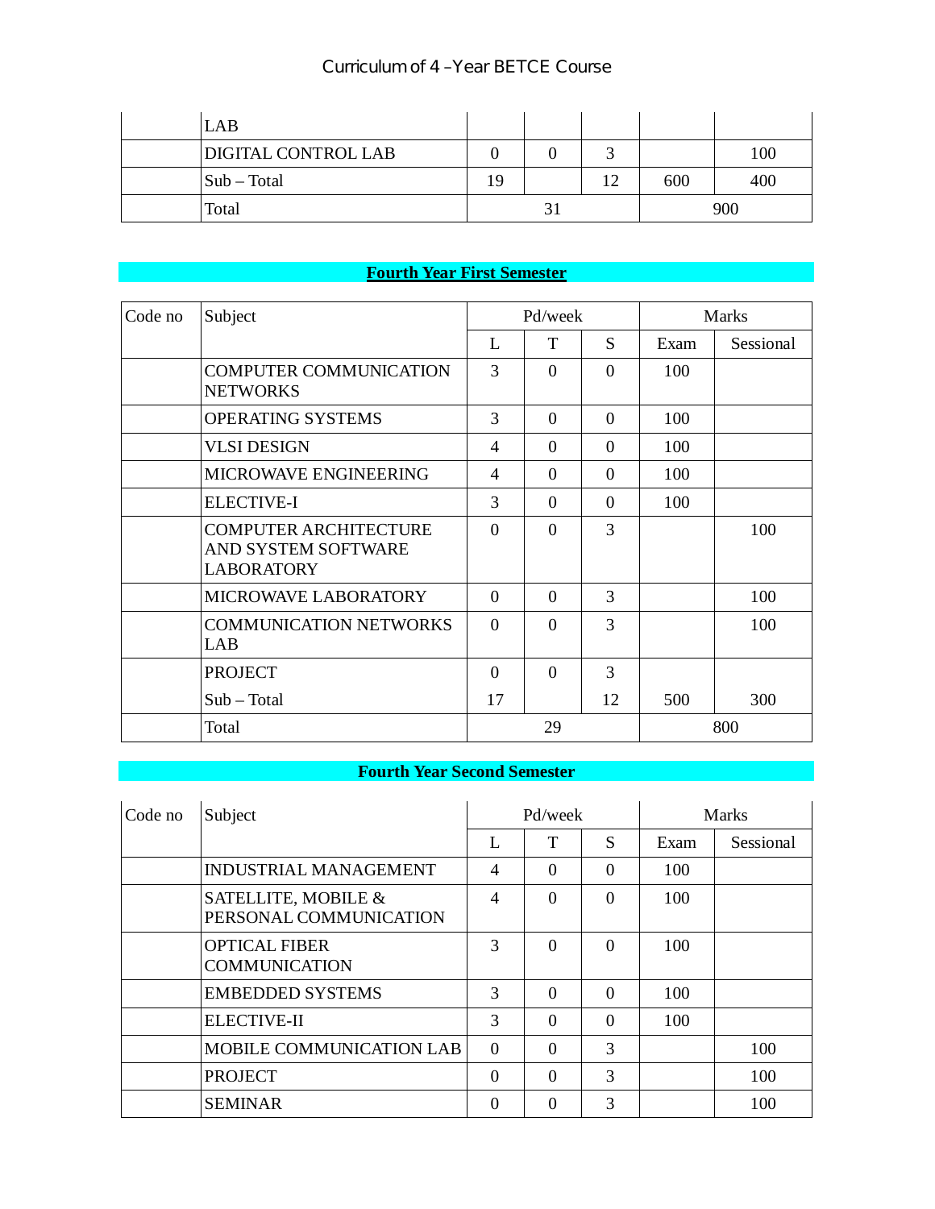| Code no | Subject | L | T | S | Exam | Sessional |
|---|---|---|---|---|---|---|
| | LAB | | | | | |
| | DIGITAL CONTROL LAB | 0 | 0 | 3 | | 100 |
| | Sub – Total | 19 | | 12 | 600 | 400 |
| | Total | 31 | | | 900 | |

## **Fourth Year First Semester**

| Code no | Subject | Pd/week | | | Marks | |
|---|---|---|---|---|---|---|
| | | L | T | S | Exam | Sessional |
| | COMPUTER COMMUNICATION NETWORKS | 3 | 0 | 0 | 100 | |
| | OPERATING SYSTEMS | 3 | 0 | 0 | 100 | |
| | VLSI DESIGN | 4 | 0 | 0 | 100 | |
| | MICROWAVE ENGINEERING | 4 | 0 | 0 | 100 | |
| | ELECTIVE-I | 3 | 0 | 0 | 100 | |
| | COMPUTER ARCHITECTURE AND SYSTEM SOFTWARE LABORATORY | 0 | 0 | 3 | | 100 |
| | MICROWAVE LABORATORY | 0 | 0 | 3 | | 100 |
| | COMMUNICATION NETWORKS LAB | 0 | 0 | 3 | | 100 |
| | PROJECT | 0 | 0 | 3 | | |
| | Sub – Total | 17 | | 12 | 500 | 300 |
| | Total | 29 | | | 800 | |

## **Fourth Year Second Semester**

| Code no | Subject | Pd/week | | | Marks | |
|---|---|---|---|---|---|---|
| | | L | T | S | Exam | Sessional |
| | INDUSTRIAL MANAGEMENT | 4 | 0 | 0 | 100 | |
| | SATELLITE, MOBILE & PERSONAL COMMUNICATION | 4 | 0 | 0 | 100 | |
| | OPTICAL FIBER COMMUNICATION | 3 | 0 | 0 | 100 | |
| | EMBEDDED SYSTEMS | 3 | 0 | 0 | 100 | |
| | ELECTIVE-II | 3 | 0 | 0 | 100 | |
| | MOBILE COMMUNICATION LAB | 0 | 0 | 3 | | 100 |
| | PROJECT | 0 | 0 | 3 | | 100 |
| | SEMINAR | 0 | 0 | 3 | | 100 |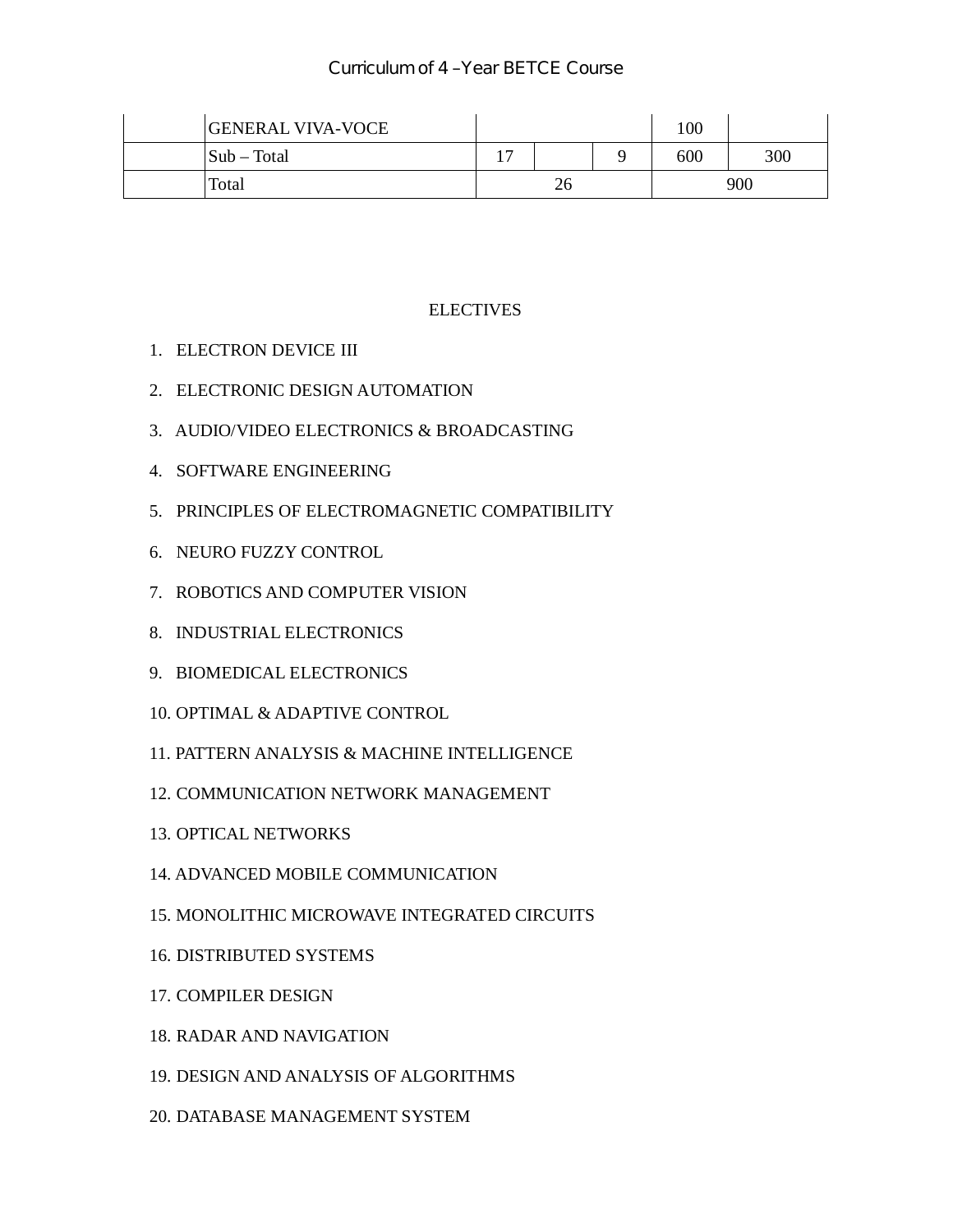| | GENERAL VIVA-VOCE | | | | 100 | |
|---|---|---|---|---|---|---|
| | Sub – Total | 17 | | 9 | 600 | 300 |
| | Total | 26 | | | 900 | |

ELECTIVES

1. ELECTRON DEVICE III
2. ELECTRONIC DESIGN AUTOMATION
3. AUDIO/VIDEO ELECTRONICS & BROADCASTING
4. SOFTWARE ENGINEERING
5. PRINCIPLES OF ELECTROMAGNETIC COMPATIBILITY
6. NEURO FUZZY CONTROL
7. ROBOTICS AND COMPUTER VISION
8. INDUSTRIAL ELECTRONICS
9. BIOMEDICAL ELECTRONICS
10. OPTIMAL & ADAPTIVE CONTROL
11. PATTERN ANALYSIS & MACHINE INTELLIGENCE
12. COMMUNICATION NETWORK MANAGEMENT
13. OPTICAL NETWORKS
14. ADVANCED MOBILE COMMUNICATION
15. MONOLITHIC MICROWAVE INTEGRATED CIRCUITS
16. DISTRIBUTED SYSTEMS
17. COMPILER DESIGN
18. RADAR AND NAVIGATION
19. DESIGN AND ANALYSIS OF ALGORITHMS
20. DATABASE MANAGEMENT SYSTEM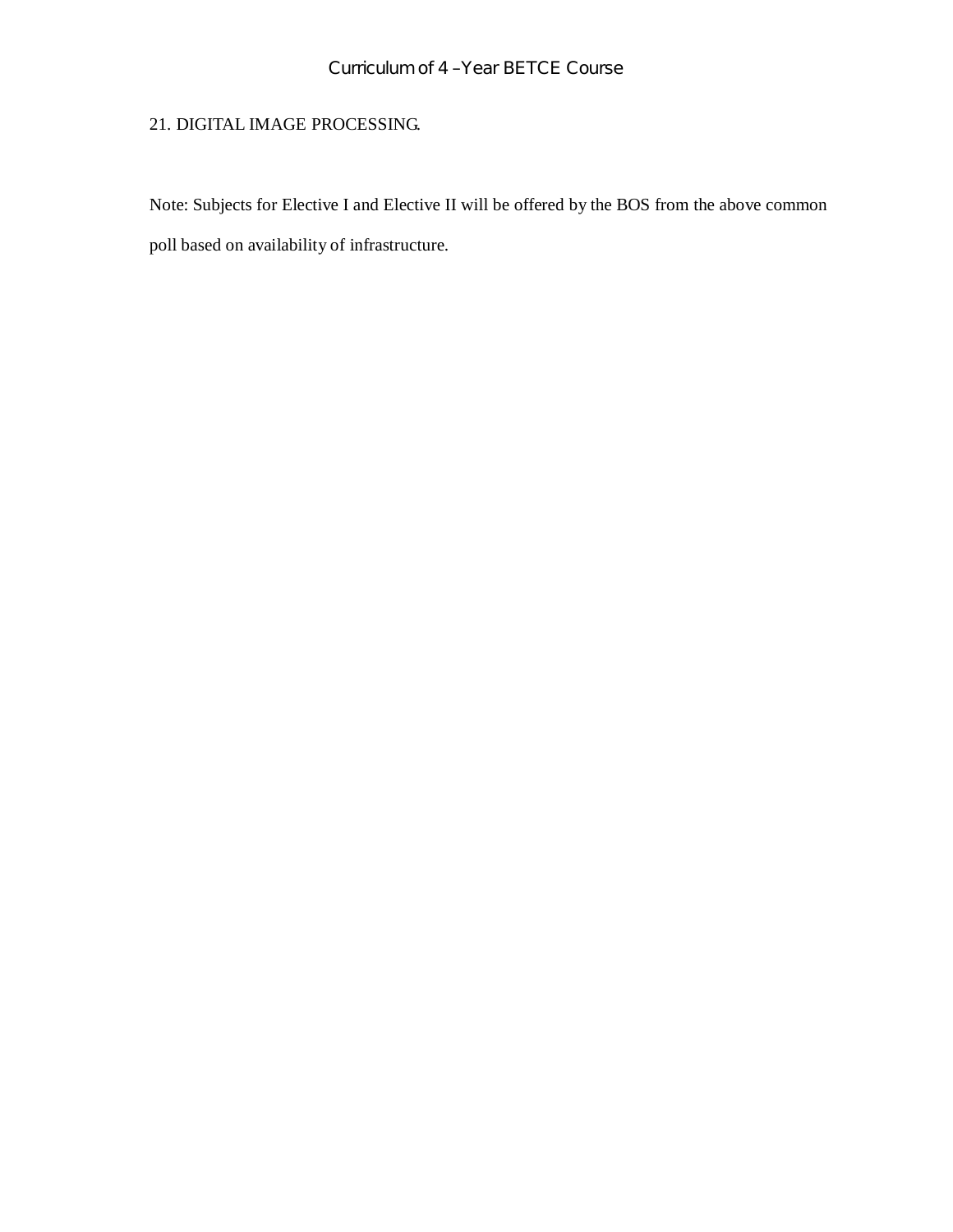21. DIGITAL IMAGE PROCESSING.

Note: Subjects for Elective I and Elective II will be offered by the BOS from the above common poll based on availability of infrastructure.